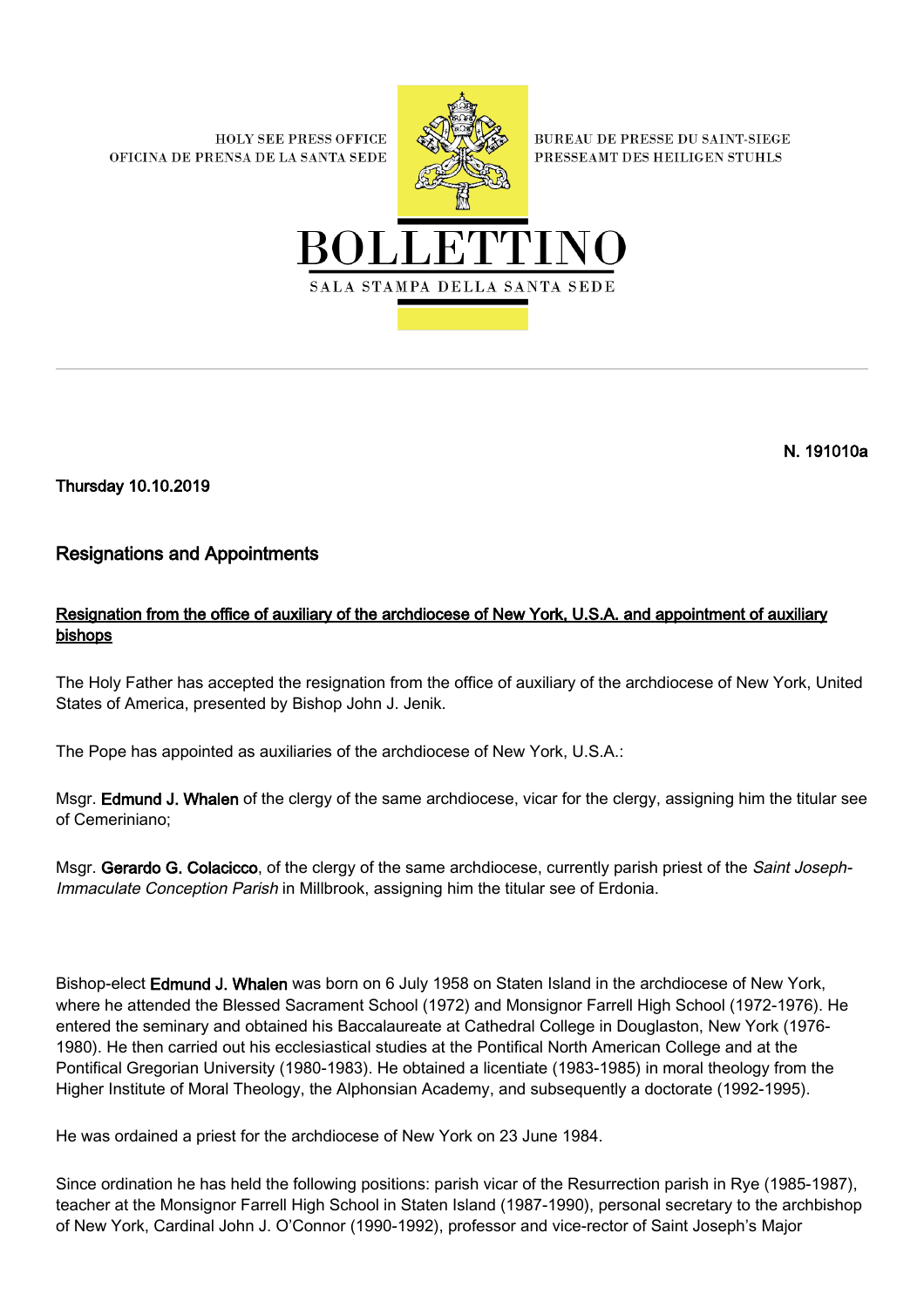HOLY SEE PRESS OFFICE
OFICINA DE PRENSA DE LA SANTA SEDE

BUREAU DE PRESSE DU SAINT-SIEGE
PRESSEAMT DES HEILIGEN STUHLS

# BOLLETTINO

SALA STAMPA DELLA SANTA SEDE

**N. 191010a**

**Thursday 10.10.2019**

## Resignations and Appointments

### Resignation from the office of auxiliary of the archdiocese of New York, U.S.A. and appointment of auxiliary bishops

The Holy Father has accepted the resignation from the office of auxiliary of the archdiocese of New York, United States of America, presented by Bishop John J. Jenik.

The Pope has appointed as auxiliaries of the archdiocese of New York, U.S.A.:

Msgr. **Edmund J. Whalen** of the clergy of the same archdiocese, vicar for the clergy, assigning him the titular see of Cemeriniano;

Msgr. **Gerardo G. Colacicco**, of the clergy of the same archdiocese, currently parish priest of the *Saint Joseph-Immaculate Conception Parish* in Millbrook, assigning him the titular see of Erdonia.

Bishop-elect **Edmund J. Whalen** was born on 6 July 1958 on Staten Island in the archdiocese of New York, where he attended the Blessed Sacrament School (1972) and Monsignor Farrell High School (1972-1976). He entered the seminary and obtained his Baccalaureate at Cathedral College in Douglaston, New York (1976-1980). He then carried out his ecclesiastical studies at the Pontifical North American College and at the Pontifical Gregorian University (1980-1983). He obtained a licentiate (1983-1985) in moral theology from the Higher Institute of Moral Theology, the Alphonsian Academy, and subsequently a doctorate (1992-1995).

He was ordained a priest for the archdiocese of New York on 23 June 1984.

Since ordination he has held the following positions: parish vicar of the Resurrection parish in Rye (1985-1987), teacher at the Monsignor Farrell High School in Staten Island (1987-1990), personal secretary to the archbishop of New York, Cardinal John J. O'Connor (1990-1992), professor and vice-rector of Saint Joseph's Major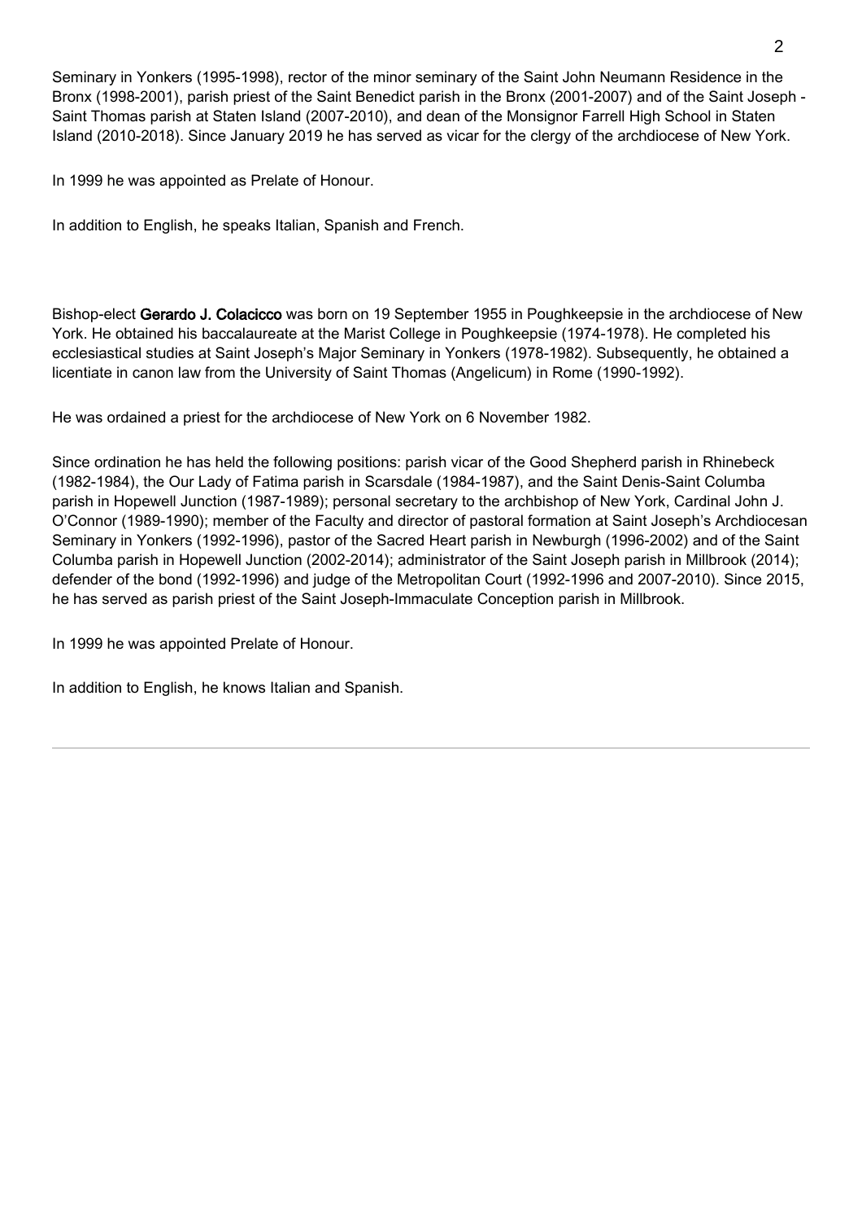Seminary in Yonkers (1995-1998), rector of the minor seminary of the Saint John Neumann Residence in the Bronx (1998-2001), parish priest of the Saint Benedict parish in the Bronx (2001-2007) and of the Saint Joseph - Saint Thomas parish at Staten Island (2007-2010), and dean of the Monsignor Farrell High School in Staten Island (2010-2018). Since January 2019 he has served as vicar for the clergy of the archdiocese of New York.

In 1999 he was appointed as Prelate of Honour.

In addition to English, he speaks Italian, Spanish and French.

Bishop-elect **Gerardo J. Colacicco** was born on 19 September 1955 in Poughkeepsie in the archdiocese of New York. He obtained his baccalaureate at the Marist College in Poughkeepsie (1974-1978). He completed his ecclesiastical studies at Saint Joseph's Major Seminary in Yonkers (1978-1982). Subsequently, he obtained a licentiate in canon law from the University of Saint Thomas (Angelicum) in Rome (1990-1992).

He was ordained a priest for the archdiocese of New York on 6 November 1982.

Since ordination he has held the following positions: parish vicar of the Good Shepherd parish in Rhinebeck (1982-1984), the Our Lady of Fatima parish in Scarsdale (1984-1987), and the Saint Denis-Saint Columba parish in Hopewell Junction (1987-1989); personal secretary to the archbishop of New York, Cardinal John J. O'Connor (1989-1990); member of the Faculty and director of pastoral formation at Saint Joseph's Archdiocesan Seminary in Yonkers (1992-1996), pastor of the Sacred Heart parish in Newburgh (1996-2002) and of the Saint Columba parish in Hopewell Junction (2002-2014); administrator of the Saint Joseph parish in Millbrook (2014); defender of the bond (1992-1996) and judge of the Metropolitan Court (1992-1996 and 2007-2010). Since 2015, he has served as parish priest of the Saint Joseph-Immaculate Conception parish in Millbrook.

In 1999 he was appointed Prelate of Honour.

In addition to English, he knows Italian and Spanish.